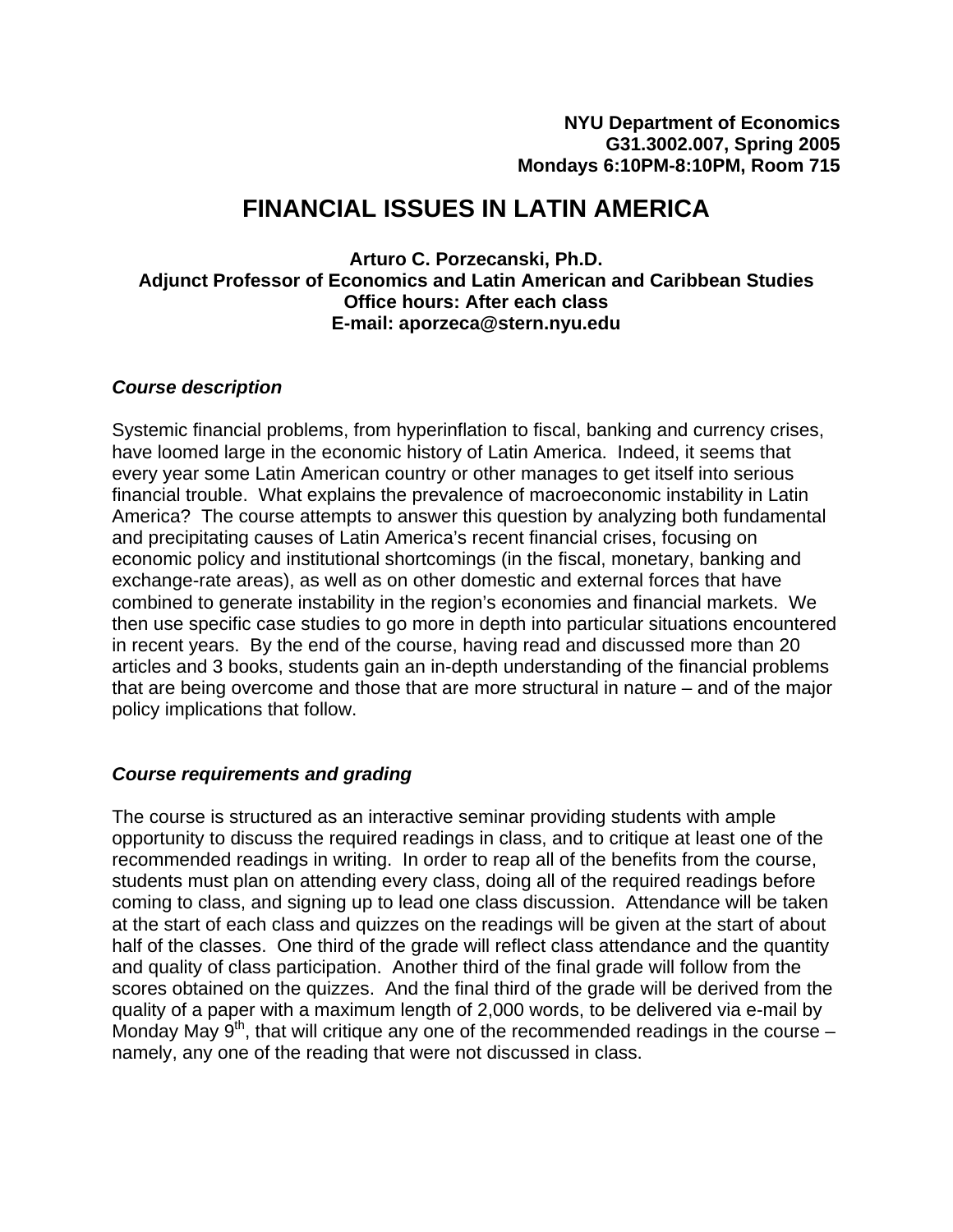**NYU Department of Economics**
**G31.3002.007, Spring 2005**
**Mondays 6:10PM-8:10PM, Room 715**

# FINANCIAL ISSUES IN LATIN AMERICA

**Arturo C. Porzecanski, Ph.D.**
**Adjunct Professor of Economics and Latin American and Caribbean Studies**
**Office hours: After each class**
**E-mail: aporzeca@stern.nyu.edu**

### *Course description*

Systemic financial problems, from hyperinflation to fiscal, banking and currency crises, have loomed large in the economic history of Latin America. Indeed, it seems that every year some Latin American country or other manages to get itself into serious financial trouble. What explains the prevalence of macroeconomic instability in Latin America? The course attempts to answer this question by analyzing both fundamental and precipitating causes of Latin America's recent financial crises, focusing on economic policy and institutional shortcomings (in the fiscal, monetary, banking and exchange-rate areas), as well as on other domestic and external forces that have combined to generate instability in the region's economies and financial markets. We then use specific case studies to go more in depth into particular situations encountered in recent years. By the end of the course, having read and discussed more than 20 articles and 3 books, students gain an in-depth understanding of the financial problems that are being overcome and those that are more structural in nature – and of the major policy implications that follow.

### *Course requirements and grading*

The course is structured as an interactive seminar providing students with ample opportunity to discuss the required readings in class, and to critique at least one of the recommended readings in writing. In order to reap all of the benefits from the course, students must plan on attending every class, doing all of the required readings before coming to class, and signing up to lead one class discussion. Attendance will be taken at the start of each class and quizzes on the readings will be given at the start of about half of the classes. One third of the grade will reflect class attendance and the quantity and quality of class participation. Another third of the final grade will follow from the scores obtained on the quizzes. And the final third of the grade will be derived from the quality of a paper with a maximum length of 2,000 words, to be delivered via e-mail by Monday May 9th, that will critique any one of the recommended readings in the course – namely, any one of the reading that were not discussed in class.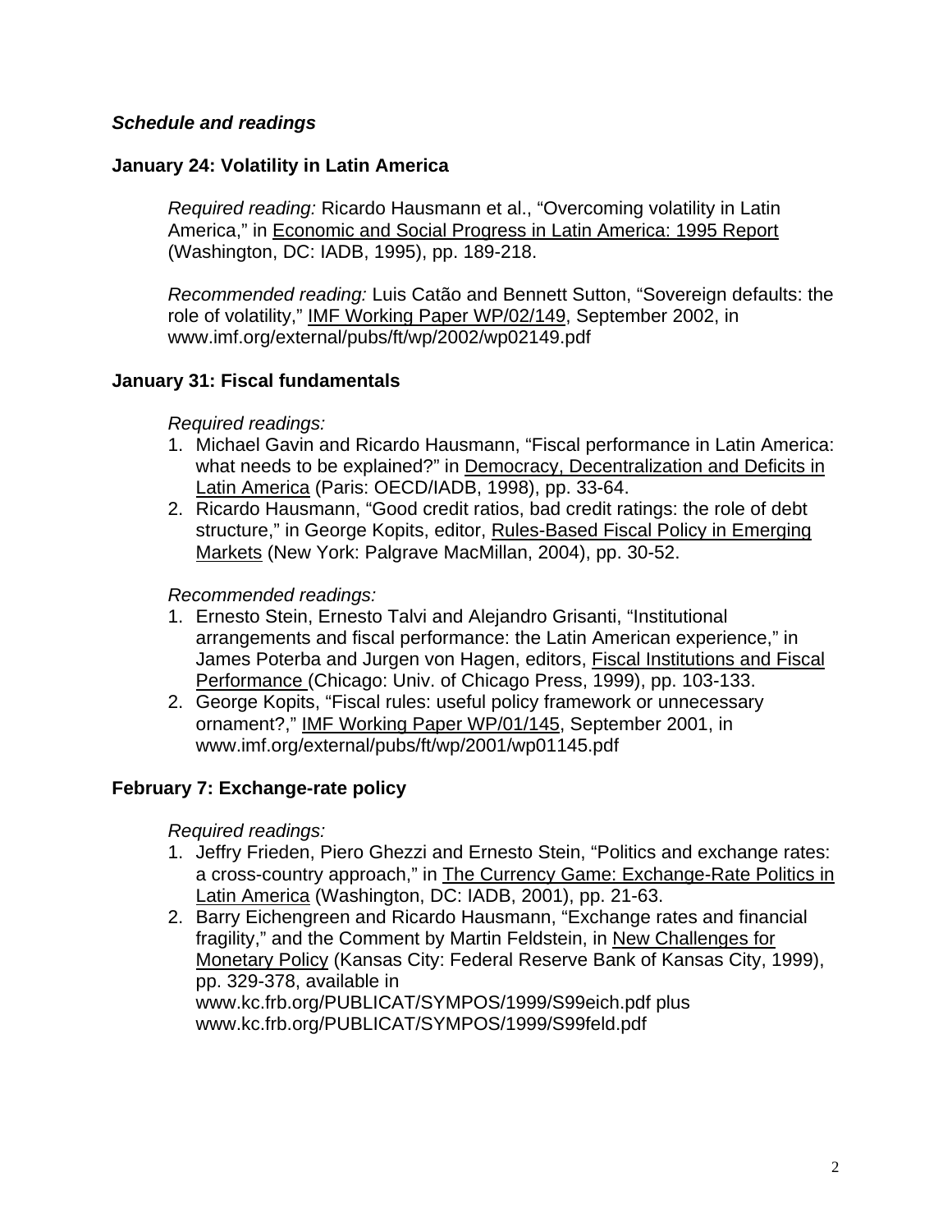***Schedule and readings***

**January 24: Volatility in Latin America**

*Required reading:* Ricardo Hausmann et al., "Overcoming volatility in Latin America," in Economic and Social Progress in Latin America: 1995 Report (Washington, DC: IADB, 1995), pp. 189-218.

*Recommended reading:* Luis Catão and Bennett Sutton, "Sovereign defaults: the role of volatility," IMF Working Paper WP/02/149, September 2002, in www.imf.org/external/pubs/ft/wp/2002/wp02149.pdf

**January 31: Fiscal fundamentals**

*Required readings:*

1. Michael Gavin and Ricardo Hausmann, "Fiscal performance in Latin America: what needs to be explained?" in Democracy, Decentralization and Deficits in Latin America (Paris: OECD/IADB, 1998), pp. 33-64.
2. Ricardo Hausmann, "Good credit ratios, bad credit ratings: the role of debt structure," in George Kopits, editor, Rules-Based Fiscal Policy in Emerging Markets (New York: Palgrave MacMillan, 2004), pp. 30-52.

*Recommended readings:*

1. Ernesto Stein, Ernesto Talvi and Alejandro Grisanti, "Institutional arrangements and fiscal performance: the Latin American experience," in James Poterba and Jurgen von Hagen, editors, Fiscal Institutions and Fiscal Performance (Chicago: Univ. of Chicago Press, 1999), pp. 103-133.
2. George Kopits, "Fiscal rules: useful policy framework or unnecessary ornament?," IMF Working Paper WP/01/145, September 2001, in www.imf.org/external/pubs/ft/wp/2001/wp01145.pdf

**February 7: Exchange-rate policy**

*Required readings:*

1. Jeffry Frieden, Piero Ghezzi and Ernesto Stein, "Politics and exchange rates: a cross-country approach," in The Currency Game: Exchange-Rate Politics in Latin America (Washington, DC: IADB, 2001), pp. 21-63.
2. Barry Eichengreen and Ricardo Hausmann, "Exchange rates and financial fragility," and the Comment by Martin Feldstein, in New Challenges for Monetary Policy (Kansas City: Federal Reserve Bank of Kansas City, 1999), pp. 329-378, available in www.kc.frb.org/PUBLICAT/SYMPOS/1999/S99eich.pdf plus www.kc.frb.org/PUBLICAT/SYMPOS/1999/S99feld.pdf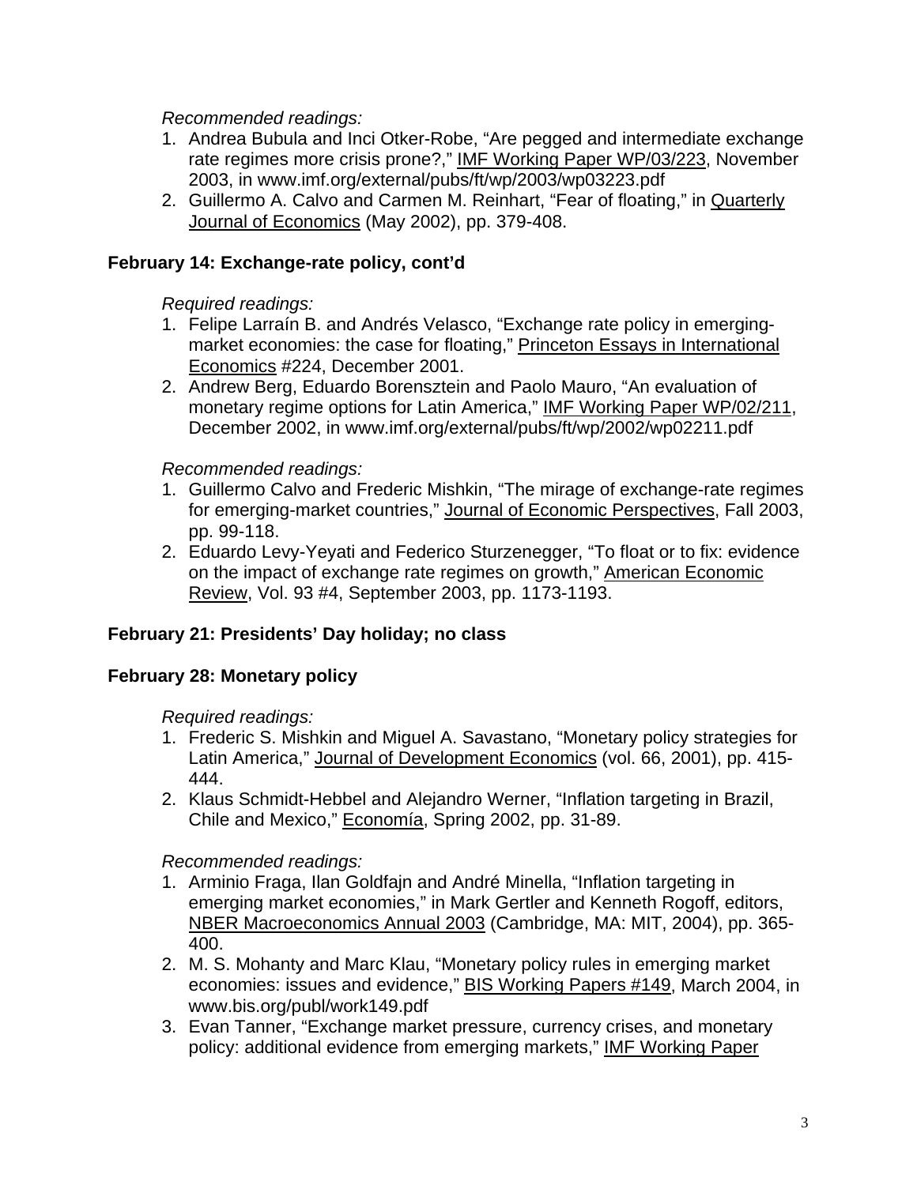*Recommended readings:*

1. Andrea Bubula and Inci Otker-Robe, "Are pegged and intermediate exchange rate regimes more crisis prone?," IMF Working Paper WP/03/223, November 2003, in www.imf.org/external/pubs/ft/wp/2003/wp03223.pdf
2. Guillermo A. Calvo and Carmen M. Reinhart, "Fear of floating," in Quarterly Journal of Economics (May 2002), pp. 379-408.

**February 14: Exchange-rate policy, cont'd**

*Required readings:*

1. Felipe Larraín B. and Andrés Velasco, "Exchange rate policy in emerging-market economies: the case for floating," Princeton Essays in International Economics #224, December 2001.
2. Andrew Berg, Eduardo Borensztein and Paolo Mauro, "An evaluation of monetary regime options for Latin America," IMF Working Paper WP/02/211, December 2002, in www.imf.org/external/pubs/ft/wp/2002/wp02211.pdf

*Recommended readings:*

1. Guillermo Calvo and Frederic Mishkin, "The mirage of exchange-rate regimes for emerging-market countries," Journal of Economic Perspectives, Fall 2003, pp. 99-118.
2. Eduardo Levy-Yeyati and Federico Sturzenegger, "To float or to fix: evidence on the impact of exchange rate regimes on growth," American Economic Review, Vol. 93 #4, September 2003, pp. 1173-1193.

**February 21: Presidents' Day holiday; no class**

**February 28: Monetary policy**

*Required readings:*

1. Frederic S. Mishkin and Miguel A. Savastano, "Monetary policy strategies for Latin America," Journal of Development Economics (vol. 66, 2001), pp. 415-444.
2. Klaus Schmidt-Hebbel and Alejandro Werner, "Inflation targeting in Brazil, Chile and Mexico," Economía, Spring 2002, pp. 31-89.

*Recommended readings:*

1. Arminio Fraga, Ilan Goldfajn and André Minella, "Inflation targeting in emerging market economies," in Mark Gertler and Kenneth Rogoff, editors, NBER Macroeconomics Annual 2003 (Cambridge, MA: MIT, 2004), pp. 365-400.
2. M. S. Mohanty and Marc Klau, "Monetary policy rules in emerging market economies: issues and evidence," BIS Working Papers #149, March 2004, in www.bis.org/publ/work149.pdf
3. Evan Tanner, "Exchange market pressure, currency crises, and monetary policy: additional evidence from emerging markets," IMF Working Paper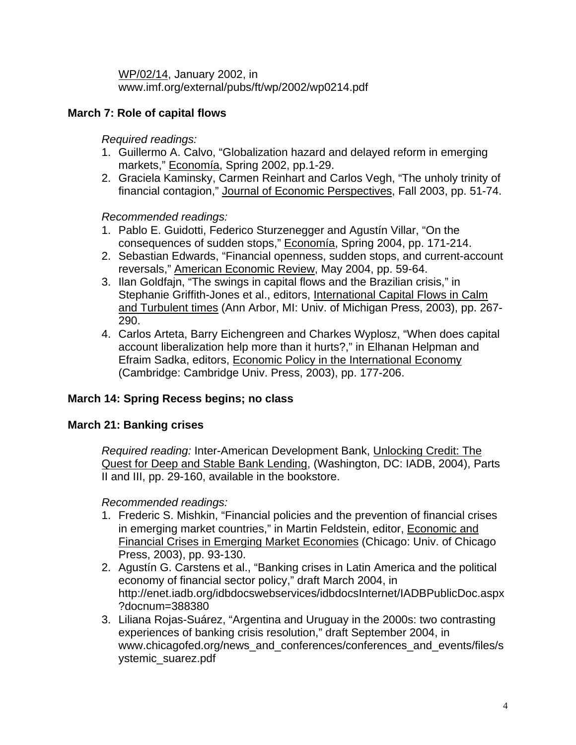WP/02/14, January 2002, in www.imf.org/external/pubs/ft/wp/2002/wp0214.pdf

**March 7: Role of capital flows**

*Required readings:*

1. Guillermo A. Calvo, "Globalization hazard and delayed reform in emerging markets," Economía, Spring 2002, pp.1-29.
2. Graciela Kaminsky, Carmen Reinhart and Carlos Vegh, "The unholy trinity of financial contagion," Journal of Economic Perspectives, Fall 2003, pp. 51-74.

*Recommended readings:*

1. Pablo E. Guidotti, Federico Sturzenegger and Agustín Villar, "On the consequences of sudden stops," Economía, Spring 2004, pp. 171-214.
2. Sebastian Edwards, "Financial openness, sudden stops, and current-account reversals," American Economic Review, May 2004, pp. 59-64.
3. Ilan Goldfajn, "The swings in capital flows and the Brazilian crisis," in Stephanie Griffith-Jones et al., editors, International Capital Flows in Calm and Turbulent times (Ann Arbor, MI: Univ. of Michigan Press, 2003), pp. 267-290.
4. Carlos Arteta, Barry Eichengreen and Charkes Wyplosz, "When does capital account liberalization help more than it hurts?," in Elhanan Helpman and Efraim Sadka, editors, Economic Policy in the International Economy (Cambridge: Cambridge Univ. Press, 2003), pp. 177-206.

**March 14: Spring Recess begins; no class**

**March 21: Banking crises**

*Required reading:* Inter-American Development Bank, Unlocking Credit: The Quest for Deep and Stable Bank Lending, (Washington, DC: IADB, 2004), Parts II and III, pp. 29-160, available in the bookstore.

*Recommended readings:*

1. Frederic S. Mishkin, "Financial policies and the prevention of financial crises in emerging market countries," in Martin Feldstein, editor, Economic and Financial Crises in Emerging Market Economies (Chicago: Univ. of Chicago Press, 2003), pp. 93-130.
2. Agustín G. Carstens et al., "Banking crises in Latin America and the political economy of financial sector policy," draft March 2004, in http://enet.iadb.org/idbdocswebservices/idbdocsInternet/IADBPublicDoc.aspx?docnum=388380
3. Liliana Rojas-Suárez, "Argentina and Uruguay in the 2000s: two contrasting experiences of banking crisis resolution," draft September 2004, in www.chicagofed.org/news_and_conferences/conferences_and_events/files/systemic_suarez.pdf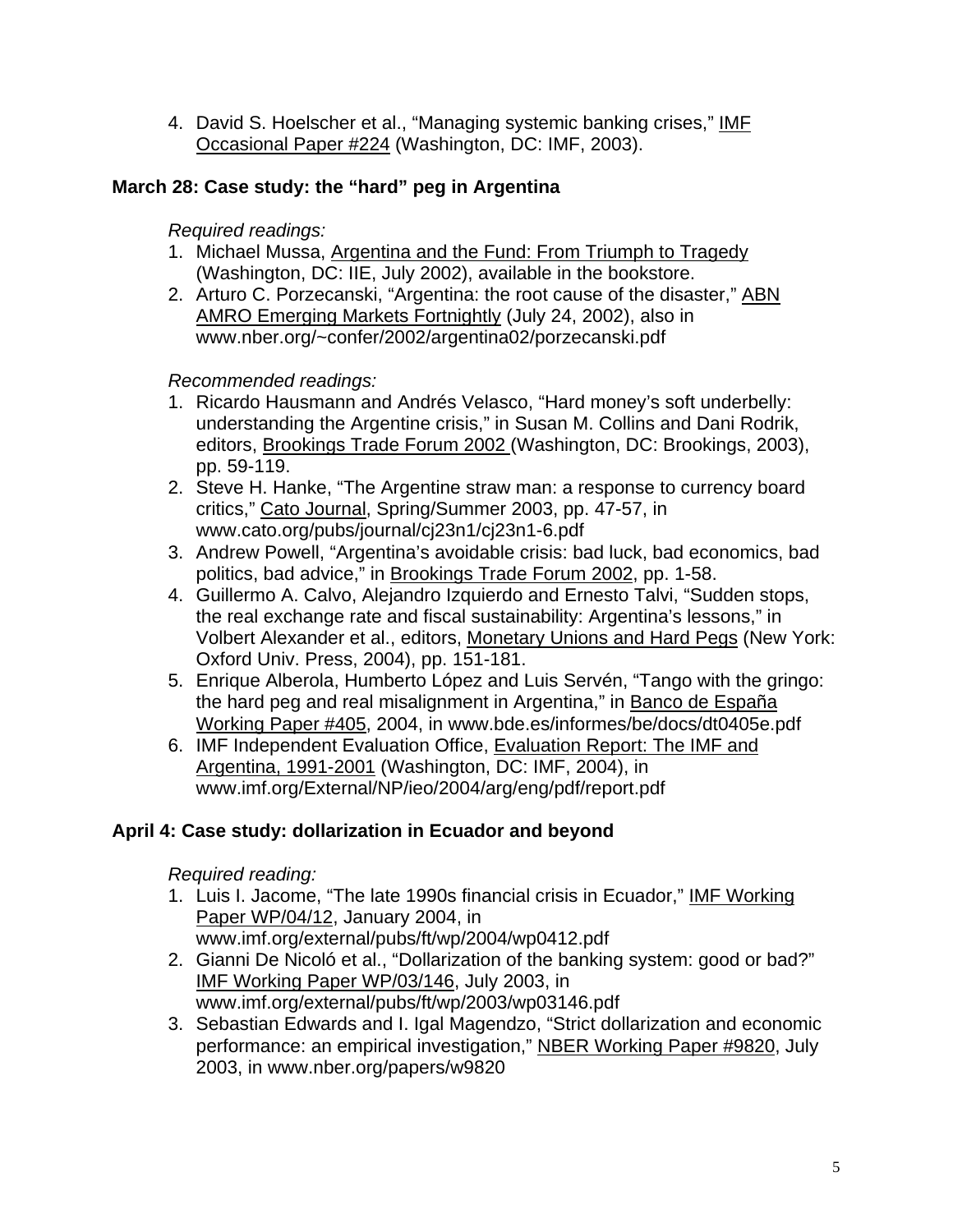4. David S. Hoelscher et al., "Managing systemic banking crises," IMF Occasional Paper #224 (Washington, DC: IMF, 2003).

**March 28: Case study: the "hard" peg in Argentina**

*Required readings:*

1. Michael Mussa, Argentina and the Fund: From Triumph to Tragedy (Washington, DC: IIE, July 2002), available in the bookstore.
2. Arturo C. Porzecanski, "Argentina: the root cause of the disaster," ABN AMRO Emerging Markets Fortnightly (July 24, 2002), also in www.nber.org/~confer/2002/argentina02/porzecanski.pdf

*Recommended readings:*

1. Ricardo Hausmann and Andrés Velasco, "Hard money's soft underbelly: understanding the Argentine crisis," in Susan M. Collins and Dani Rodrik, editors, Brookings Trade Forum 2002 (Washington, DC: Brookings, 2003), pp. 59-119.
2. Steve H. Hanke, "The Argentine straw man: a response to currency board critics," Cato Journal, Spring/Summer 2003, pp. 47-57, in www.cato.org/pubs/journal/cj23n1/cj23n1-6.pdf
3. Andrew Powell, "Argentina's avoidable crisis: bad luck, bad economics, bad politics, bad advice," in Brookings Trade Forum 2002, pp. 1-58.
4. Guillermo A. Calvo, Alejandro Izquierdo and Ernesto Talvi, "Sudden stops, the real exchange rate and fiscal sustainability: Argentina's lessons," in Volbert Alexander et al., editors, Monetary Unions and Hard Pegs (New York: Oxford Univ. Press, 2004), pp. 151-181.
5. Enrique Alberola, Humberto López and Luis Servén, "Tango with the gringo: the hard peg and real misalignment in Argentina," in Banco de España Working Paper #405, 2004, in www.bde.es/informes/be/docs/dt0405e.pdf
6. IMF Independent Evaluation Office, Evaluation Report: The IMF and Argentina, 1991-2001 (Washington, DC: IMF, 2004), in www.imf.org/External/NP/ieo/2004/arg/eng/pdf/report.pdf

**April 4: Case study: dollarization in Ecuador and beyond**

*Required reading:*

1. Luis I. Jacome, "The late 1990s financial crisis in Ecuador," IMF Working Paper WP/04/12, January 2004, in www.imf.org/external/pubs/ft/wp/2004/wp0412.pdf
2. Gianni De Nicoló et al., "Dollarization of the banking system: good or bad?" IMF Working Paper WP/03/146, July 2003, in www.imf.org/external/pubs/ft/wp/2003/wp03146.pdf
3. Sebastian Edwards and I. Igal Magendzo, "Strict dollarization and economic performance: an empirical investigation," NBER Working Paper #9820, July 2003, in www.nber.org/papers/w9820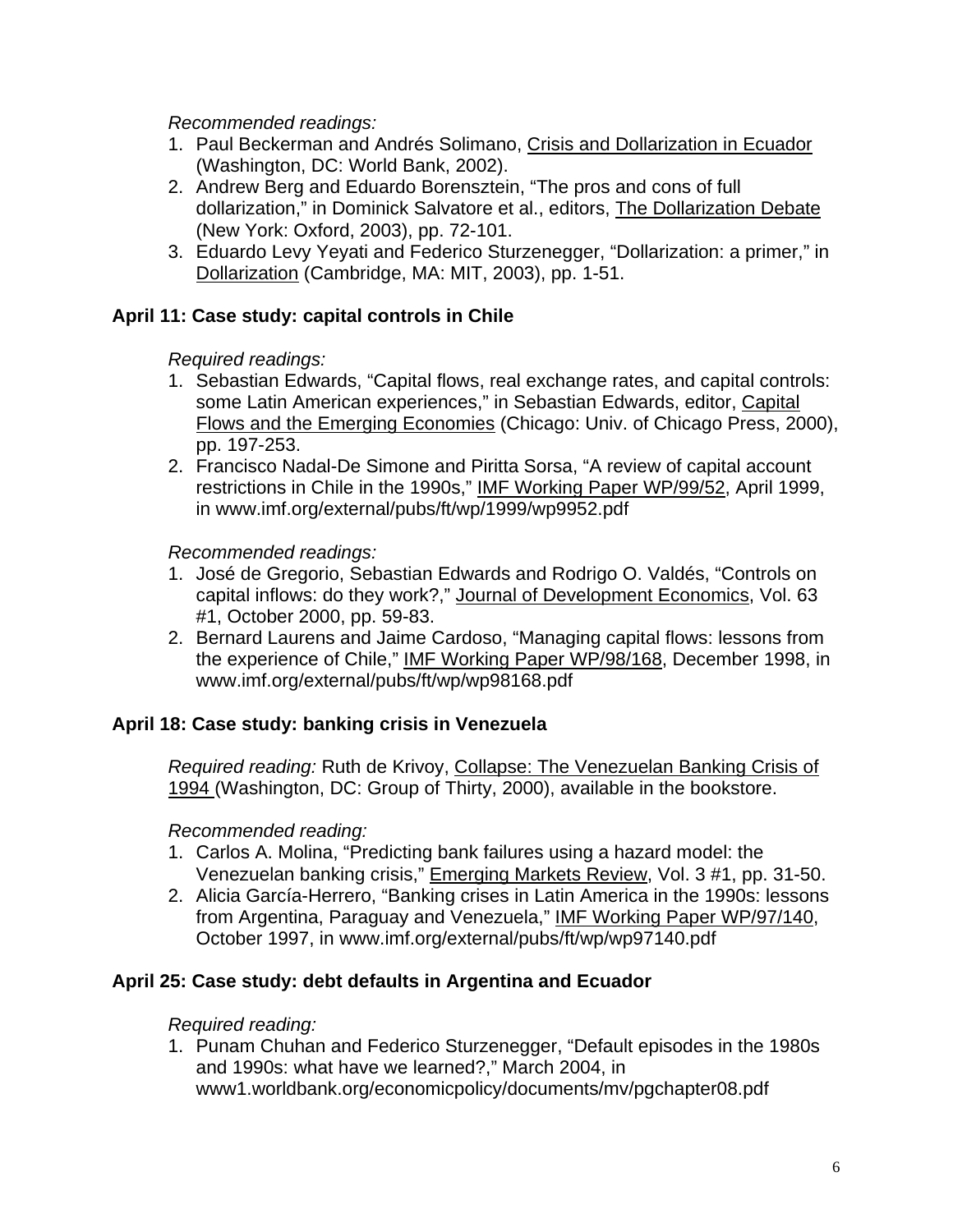*Recommended readings:*

1. Paul Beckerman and Andrés Solimano, Crisis and Dollarization in Ecuador (Washington, DC: World Bank, 2002).
2. Andrew Berg and Eduardo Borensztein, "The pros and cons of full dollarization," in Dominick Salvatore et al., editors, The Dollarization Debate (New York: Oxford, 2003), pp. 72-101.
3. Eduardo Levy Yeyati and Federico Sturzenegger, "Dollarization: a primer," in Dollarization (Cambridge, MA: MIT, 2003), pp. 1-51.

**April 11: Case study: capital controls in Chile**

*Required readings:*

1. Sebastian Edwards, "Capital flows, real exchange rates, and capital controls: some Latin American experiences," in Sebastian Edwards, editor, Capital Flows and the Emerging Economies (Chicago: Univ. of Chicago Press, 2000), pp. 197-253.
2. Francisco Nadal-De Simone and Piritta Sorsa, "A review of capital account restrictions in Chile in the 1990s," IMF Working Paper WP/99/52, April 1999, in www.imf.org/external/pubs/ft/wp/1999/wp9952.pdf

*Recommended readings:*

1. José de Gregorio, Sebastian Edwards and Rodrigo O. Valdés, "Controls on capital inflows: do they work?," Journal of Development Economics, Vol. 63 #1, October 2000, pp. 59-83.
2. Bernard Laurens and Jaime Cardoso, "Managing capital flows: lessons from the experience of Chile," IMF Working Paper WP/98/168, December 1998, in www.imf.org/external/pubs/ft/wp/wp98168.pdf

**April 18: Case study: banking crisis in Venezuela**

*Required reading:* Ruth de Krivoy, Collapse: The Venezuelan Banking Crisis of 1994 (Washington, DC: Group of Thirty, 2000), available in the bookstore.

*Recommended reading:*

1. Carlos A. Molina, "Predicting bank failures using a hazard model: the Venezuelan banking crisis," Emerging Markets Review, Vol. 3 #1, pp. 31-50.
2. Alicia García-Herrero, "Banking crises in Latin America in the 1990s: lessons from Argentina, Paraguay and Venezuela," IMF Working Paper WP/97/140, October 1997, in www.imf.org/external/pubs/ft/wp/wp97140.pdf

**April 25: Case study: debt defaults in Argentina and Ecuador**

*Required reading:*

1. Punam Chuhan and Federico Sturzenegger, "Default episodes in the 1980s and 1990s: what have we learned?," March 2004, in www1.worldbank.org/economicpolicy/documents/mv/pgchapter08.pdf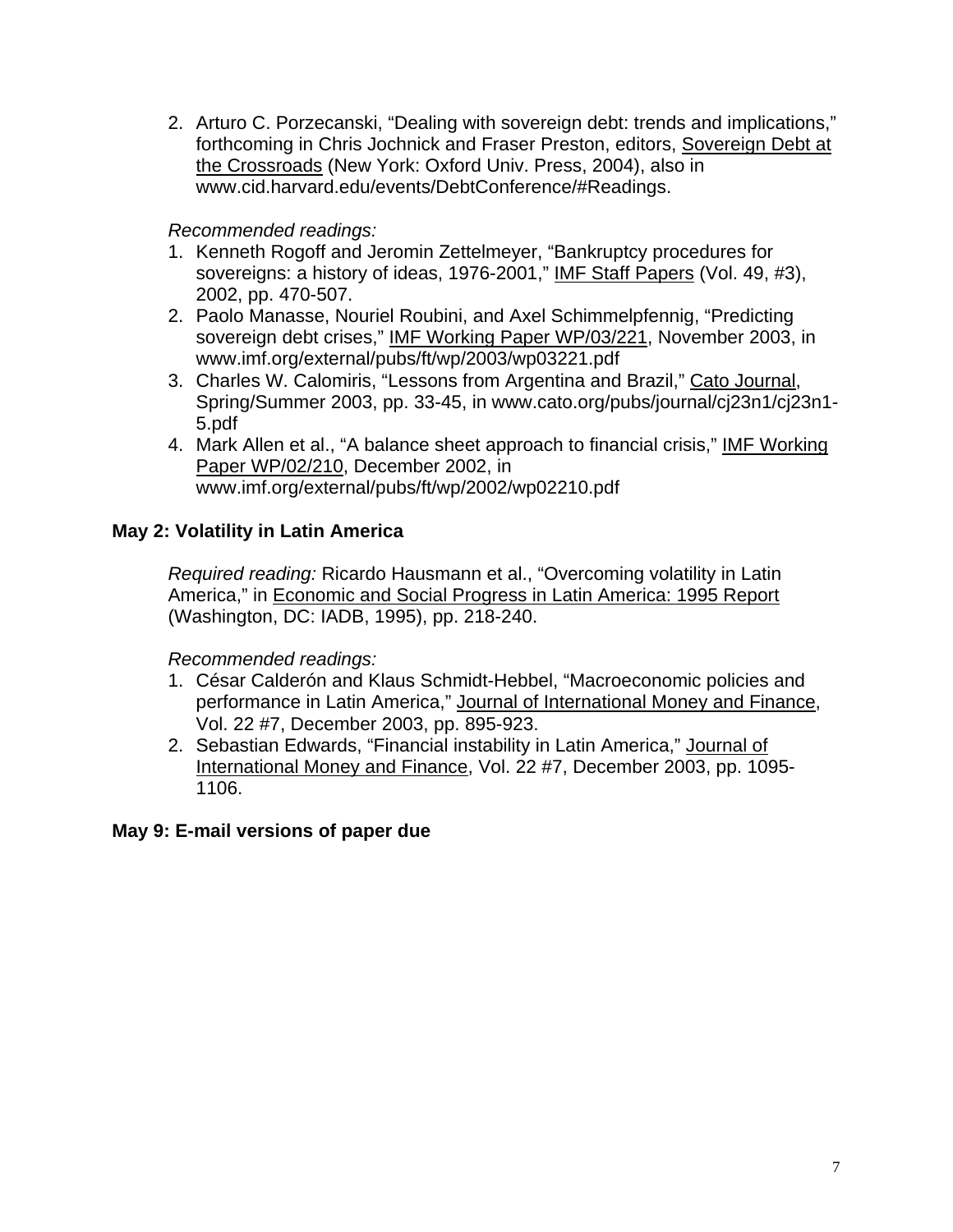2. Arturo C. Porzecanski, "Dealing with sovereign debt: trends and implications," forthcoming in Chris Jochnick and Fraser Preston, editors, Sovereign Debt at the Crossroads (New York: Oxford Univ. Press, 2004), also in www.cid.harvard.edu/events/DebtConference/#Readings.

*Recommended readings:*

1. Kenneth Rogoff and Jeromin Zettelmeyer, "Bankruptcy procedures for sovereigns: a history of ideas, 1976-2001," IMF Staff Papers (Vol. 49, #3), 2002, pp. 470-507.
2. Paolo Manasse, Nouriel Roubini, and Axel Schimmelpfennig, "Predicting sovereign debt crises," IMF Working Paper WP/03/221, November 2003, in www.imf.org/external/pubs/ft/wp/2003/wp03221.pdf
3. Charles W. Calomiris, "Lessons from Argentina and Brazil," Cato Journal, Spring/Summer 2003, pp. 33-45, in www.cato.org/pubs/journal/cj23n1/cj23n1-5.pdf
4. Mark Allen et al., "A balance sheet approach to financial crisis," IMF Working Paper WP/02/210, December 2002, in www.imf.org/external/pubs/ft/wp/2002/wp02210.pdf

**May 2: Volatility in Latin America**

*Required reading:* Ricardo Hausmann et al., "Overcoming volatility in Latin America," in Economic and Social Progress in Latin America: 1995 Report (Washington, DC: IADB, 1995), pp. 218-240.

*Recommended readings:*

1. César Calderón and Klaus Schmidt-Hebbel, "Macroeconomic policies and performance in Latin America," Journal of International Money and Finance, Vol. 22 #7, December 2003, pp. 895-923.
2. Sebastian Edwards, "Financial instability in Latin America," Journal of International Money and Finance, Vol. 22 #7, December 2003, pp. 1095-1106.

**May 9: E-mail versions of paper due**